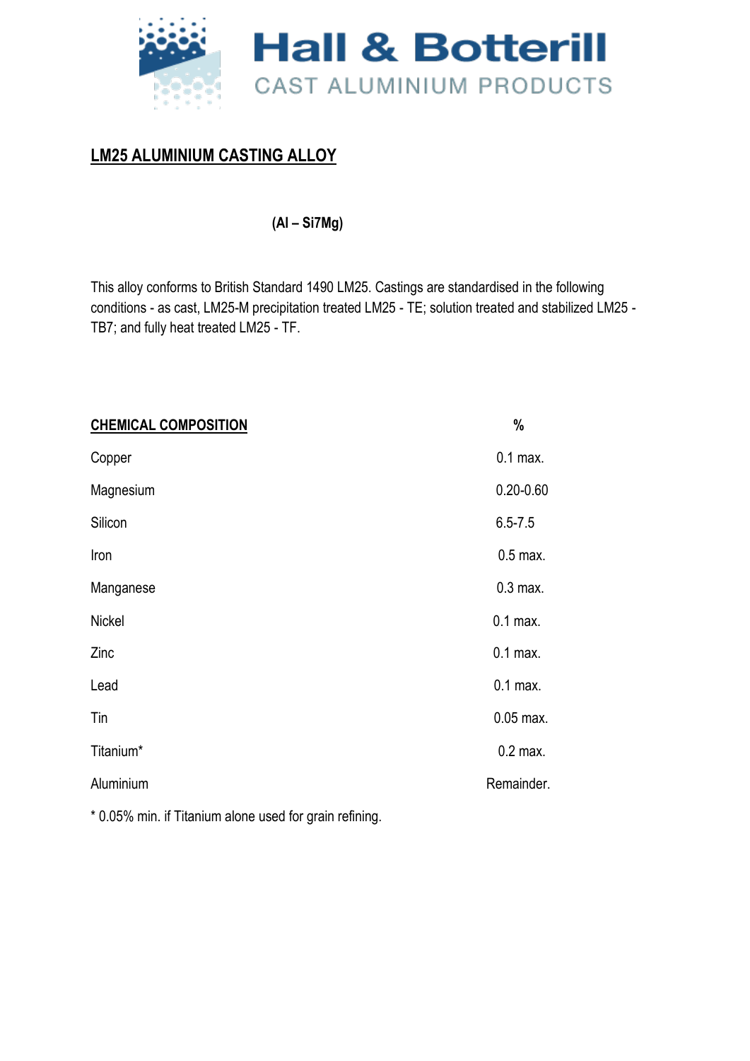# Hall & Botterill

CAST ALUMINIUM PRODUCTS

## LM25 ALUMINIUM CASTING ALLOY

**(Al – Si7Mg)**

This alloy conforms to British Standard 1490 LM25. Castings are standardised in the following conditions - as cast, LM25-M precipitation treated LM25 - TE; solution treated and stabilized LM25 - TB7; and fully heat treated LM25 - TF.

| CHEMICAL COMPOSITION | % |
|---|---|
| Copper | 0.1 max. |
| Magnesium | 0.20-0.60 |
| Silicon | 6.5-7.5 |
| Iron | 0.5 max. |
| Manganese | 0.3 max. |
| Nickel | 0.1 max. |
| Zinc | 0.1 max. |
| Lead | 0.1 max. |
| Tin | 0.05 max. |
| Titanium* | 0.2 max. |
| Aluminium | Remainder. |

* 0.05% min. if Titanium alone used for grain refining.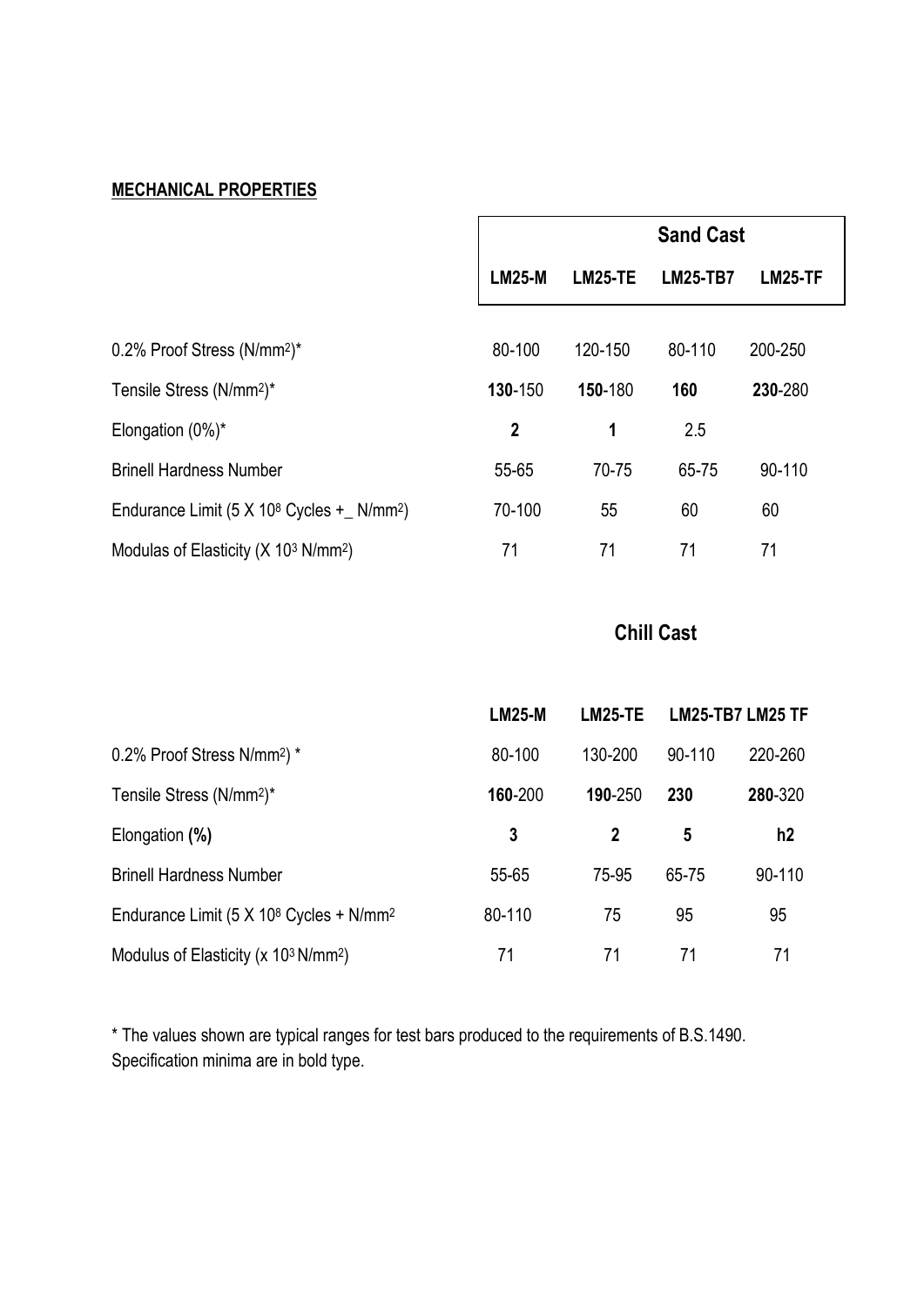**MECHANICAL PROPERTIES**

| | Sand Cast | | | |
|---|---|---|---|---|
| | **LM25-M** | **LM25-TE** | **LM25-TB7** | **LM25-TF** |
| 0.2% Proof Stress (N/mm$^2$)* | 80-100 | 120-150 | 80-110 | 200-250 |
| Tensile Stress (N/mm$^2$)* | **130**-150 | **150**-180 | **160** | **230**-280 |
| Elongation (0%)* | **2** | **1** | 2.5 | |
| Brinell Hardness Number | 55-65 | 70-75 | 65-75 | 90-110 |
| Endurance Limit (5 X $10^8$ Cycles +_ N/mm$^2$) | 70-100 | 55 | 60 | 60 |
| Modulas of Elasticity (X $10^3$ N/mm$^2$) | 71 | 71 | 71 | 71 |

| | Chill Cast | | | |
|---|---|---|---|---|
| | **LM25-M** | **LM25-TE** | **LM25-TB7** | **LM25 TF** |
| 0.2% Proof Stress N/mm$^2$) * | 80-100 | 130-200 | 90-110 | 220-260 |
| Tensile Stress (N/mm$^2$)* | **160**-200 | **190**-250 | **230** | **280**-320 |
| Elongation **(%)** | **3** | **2** | **5** | **h2** |
| Brinell Hardness Number | 55-65 | 75-95 | 65-75 | 90-110 |
| Endurance Limit (5 X $10^8$ Cycles + N/mm$^2$ | 80-110 | 75 | 95 | 95 |
| Modulus of Elasticity (x $10^3$ N/mm$^2$) | 71 | 71 | 71 | 71 |

* The values shown are typical ranges for test bars produced to the requirements of B.S.1490.
Specification minima are in bold type.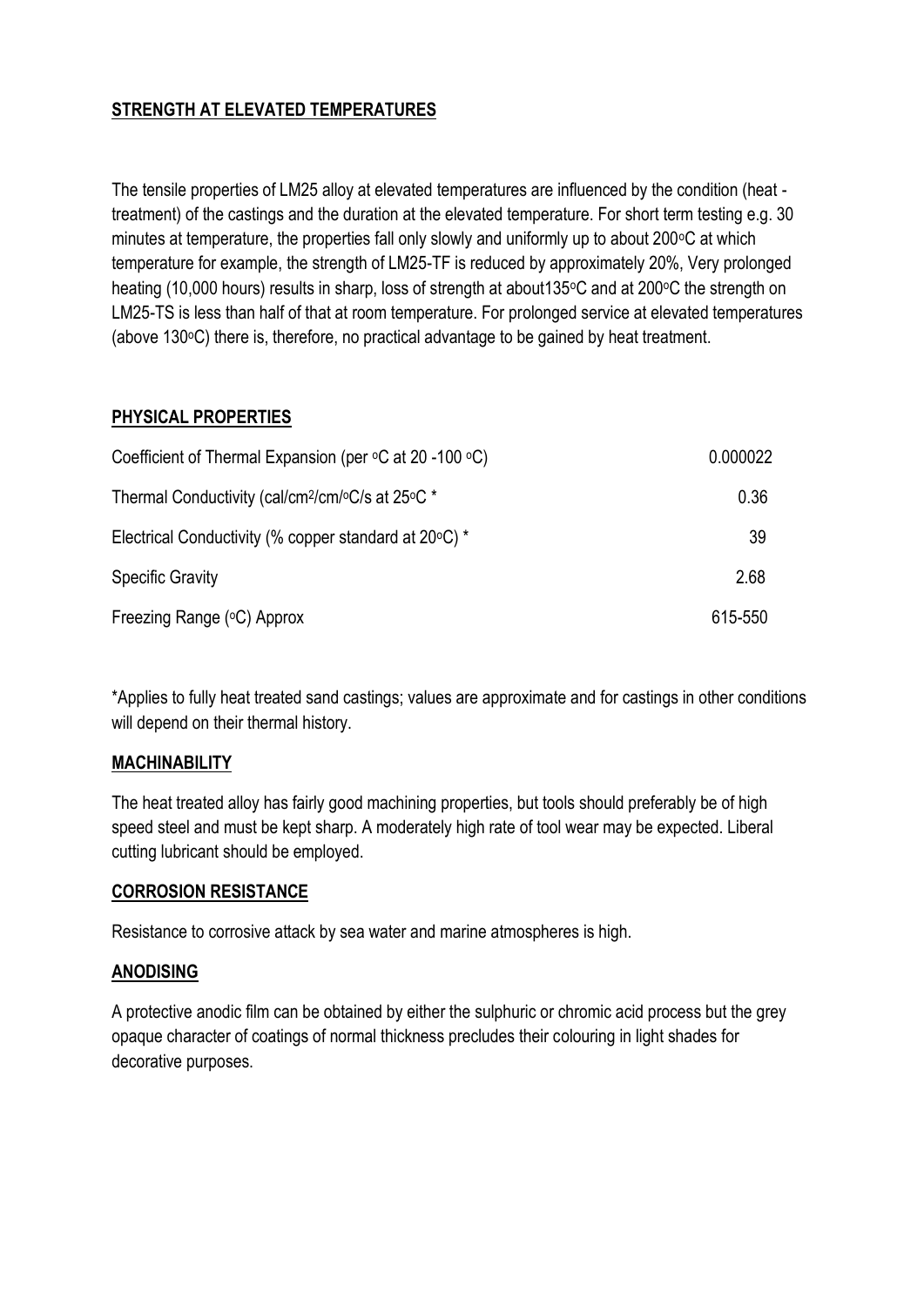## STRENGTH AT ELEVATED TEMPERATURES

The tensile properties of LM25 alloy at elevated temperatures are influenced by the condition (heat - treatment) of the castings and the duration at the elevated temperature. For short term testing e.g. 30 minutes at temperature, the properties fall only slowly and uniformly up to about 200°C at which temperature for example, the strength of LM25-TF is reduced by approximately 20%, Very prolonged heating (10,000 hours) results in sharp, loss of strength at about135°C and at 200°C the strength on LM25-TS is less than half of that at room temperature. For prolonged service at elevated temperatures (above 130°C) there is, therefore, no practical advantage to be gained by heat treatment.

## PHYSICAL PROPERTIES

| | |
|---|---|
| Coefficient of Thermal Expansion (per °C at 20 -100 °C) | 0.000022 |
| Thermal Conductivity (cal/cm$^2$/cm/°C/s at 25°C * | 0.36 |
| Electrical Conductivity (% copper standard at 20°C) * | 39 |
| Specific Gravity | 2.68 |
| Freezing Range (°C) Approx | 615-550 |

*Applies to fully heat treated sand castings; values are approximate and for castings in other conditions will depend on their thermal history.

## MACHINABILITY

The heat treated alloy has fairly good machining properties, but tools should preferably be of high speed steel and must be kept sharp. A moderately high rate of tool wear may be expected. Liberal cutting lubricant should be employed.

## CORROSION RESISTANCE

Resistance to corrosive attack by sea water and marine atmospheres is high.

## ANODISING

A protective anodic film can be obtained by either the sulphuric or chromic acid process but the grey opaque character of coatings of normal thickness precludes their colouring in light shades for decorative purposes.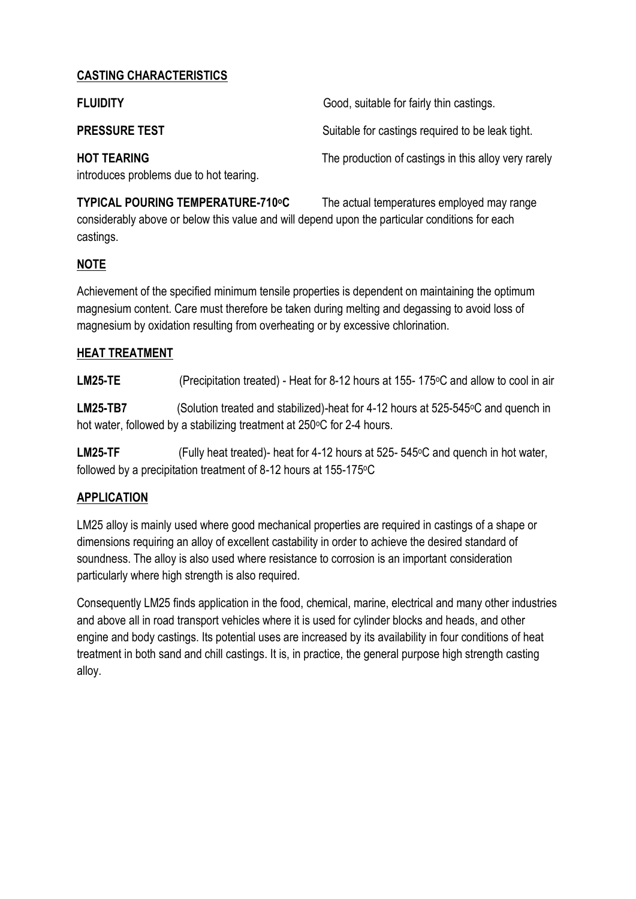**CASTING CHARACTERISTICS**

**FLUIDITY** Good, suitable for fairly thin castings.

**PRESSURE TEST** Suitable for castings required to be leak tight.

**HOT TEARING** The production of castings in this alloy very rarely introduces problems due to hot tearing.

**TYPICAL POURING TEMPERATURE-710°C** The actual temperatures employed may range considerably above or below this value and will depend upon the particular conditions for each castings.

**NOTE**

Achievement of the specified minimum tensile properties is dependent on maintaining the optimum magnesium content. Care must therefore be taken during melting and degassing to avoid loss of magnesium by oxidation resulting from overheating or by excessive chlorination.

**HEAT TREATMENT**

**LM25-TE** (Precipitation treated) - Heat for 8-12 hours at 155- 175°C and allow to cool in air

**LM25-TB7** (Solution treated and stabilized)-heat for 4-12 hours at 525-545°C and quench in hot water, followed by a stabilizing treatment at 250°C for 2-4 hours.

**LM25-TF** (Fully heat treated)- heat for 4-12 hours at 525- 545°C and quench in hot water, followed by a precipitation treatment of 8-12 hours at 155-175°C

**APPLICATION**

LM25 alloy is mainly used where good mechanical properties are required in castings of a shape or dimensions requiring an alloy of excellent castability in order to achieve the desired standard of soundness. The alloy is also used where resistance to corrosion is an important consideration particularly where high strength is also required.

Consequently LM25 finds application in the food, chemical, marine, electrical and many other industries and above all in road transport vehicles where it is used for cylinder blocks and heads, and other engine and body castings. Its potential uses are increased by its availability in four conditions of heat treatment in both sand and chill castings. It is, in practice, the general purpose high strength casting alloy.